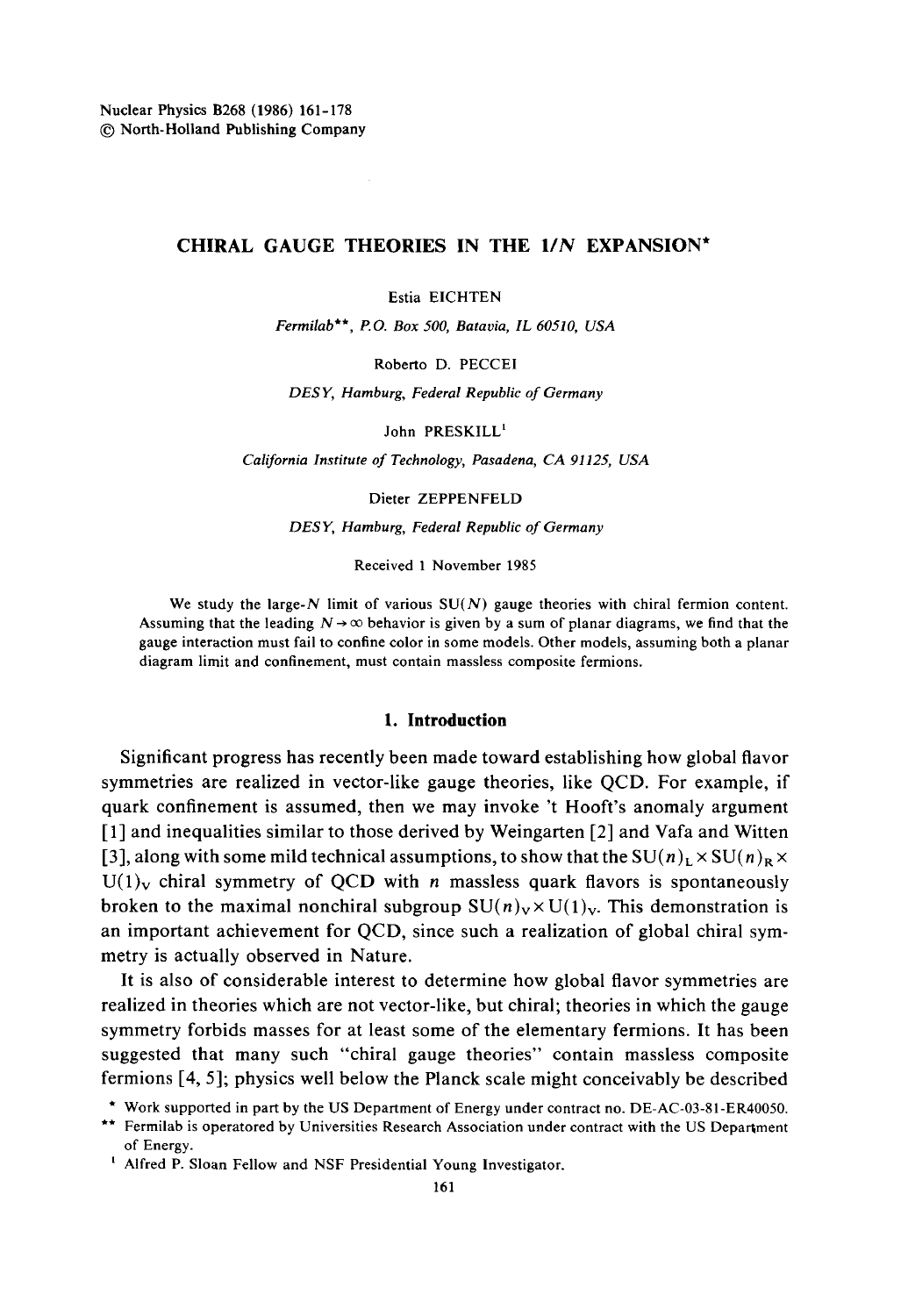Nuclear Physics B268 (1986) 161-178
© North-Holland Publishing Company

# CHIRAL GAUGE THEORIES IN THE 1/N EXPANSION*

Estia EICHTEN

*Fermilab\*\*, P.O. Box 500, Batavia, IL 60510, USA*

Roberto D. PECCEI

*DESY, Hamburg, Federal Republic of Germany*

John PRESKILL[1]

*California Institute of Technology, Pasadena, CA 91125, USA*

Dieter ZEPPENFELD

*DESY, Hamburg, Federal Republic of Germany*

Received 1 November 1985

We study the large-$N$ limit of various SU($N$) gauge theories with chiral fermion content. Assuming that the leading $N \to \infty$ behavior is given by a sum of planar diagrams, we find that the gauge interaction must fail to confine color in some models. Other models, assuming both a planar diagram limit and confinement, must contain massless composite fermions.

## 1. Introduction

Significant progress has recently been made toward establishing how global flavor symmetries are realized in vector-like gauge theories, like QCD. For example, if quark confinement is assumed, then we may invoke 't Hooft's anomaly argument [1] and inequalities similar to those derived by Weingarten [2] and Vafa and Witten [3], along with some mild technical assumptions, to show that the $\mathrm{SU}(n)_\mathrm{L} \times \mathrm{SU}(n)_\mathrm{R} \times \mathrm{U}(1)_\mathrm{V}$ chiral symmetry of QCD with $n$ massless quark flavors is spontaneously broken to the maximal nonchiral subgroup $\mathrm{SU}(n)_\mathrm{V} \times \mathrm{U}(1)_\mathrm{V}$. This demonstration is an important achievement for QCD, since such a realization of global chiral symmetry is actually observed in Nature.

It is also of considerable interest to determine how global flavor symmetries are realized in theories which are not vector-like, but chiral; theories in which the gauge symmetry forbids masses for at least some of the elementary fermions. It has been suggested that many such "chiral gauge theories" contain massless composite fermions [4, 5]; physics well below the Planck scale might conceivably be described

\* Work supported in part by the US Department of Energy under contract no. DE-AC-03-81-ER40050.

\*\* Fermilab is operatored by Universities Research Association under contract with the US Department of Energy.

[1] Alfred P. Sloan Fellow and NSF Presidential Young Investigator.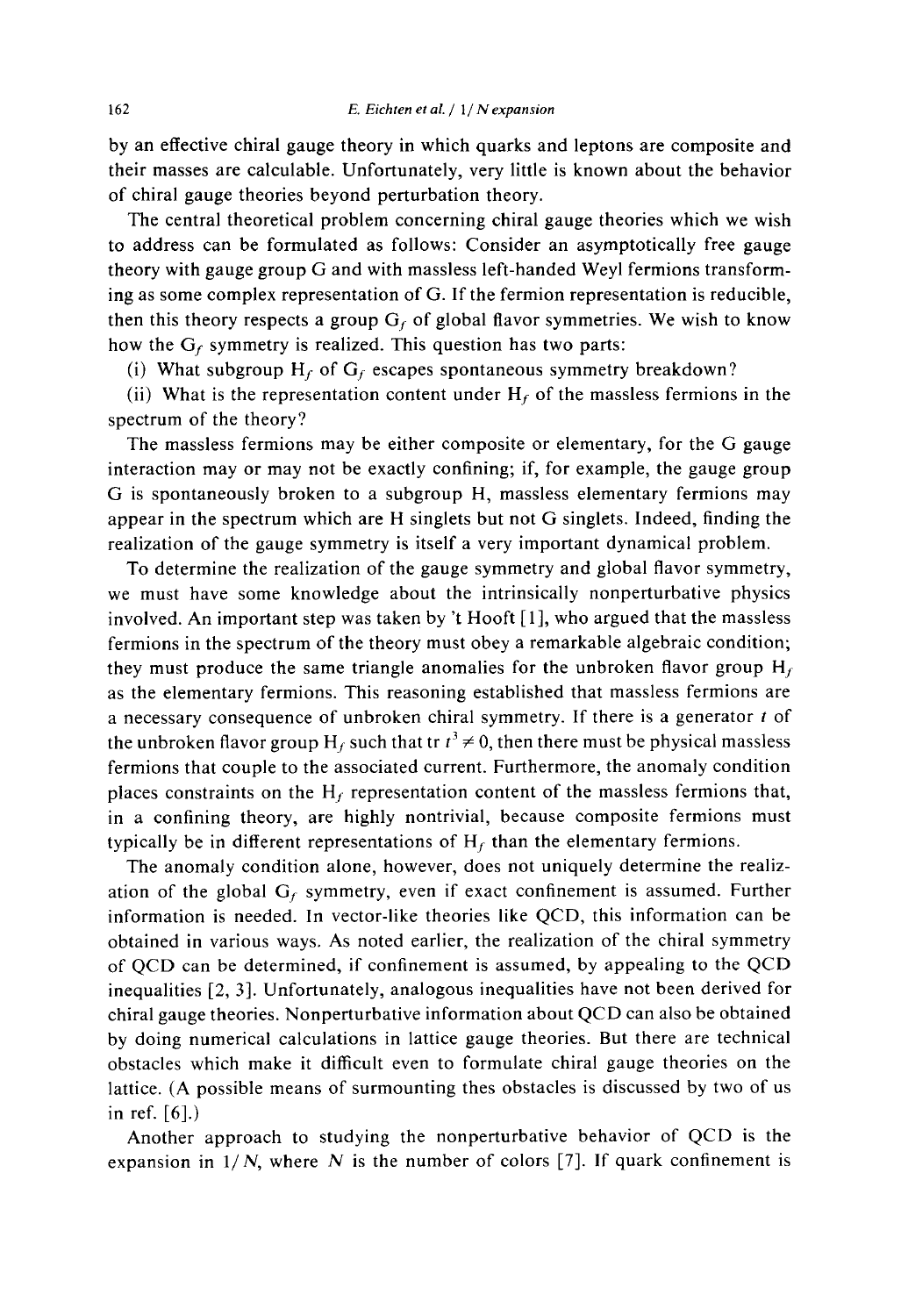by an effective chiral gauge theory in which quarks and leptons are composite and their masses are calculable. Unfortunately, very little is known about the behavior of chiral gauge theories beyond perturbation theory.

The central theoretical problem concerning chiral gauge theories which we wish to address can be formulated as follows: Consider an asymptotically free gauge theory with gauge group G and with massless left-handed Weyl fermions transforming as some complex representation of G. If the fermion representation is reducible, then this theory respects a group $G_f$ of global flavor symmetries. We wish to know how the $G_f$ symmetry is realized. This question has two parts:

(i) What subgroup $H_f$ of $G_f$ escapes spontaneous symmetry breakdown?

(ii) What is the representation content under $H_f$ of the massless fermions in the spectrum of the theory?

The massless fermions may be either composite or elementary, for the G gauge interaction may or may not be exactly confining; if, for example, the gauge group G is spontaneously broken to a subgroup H, massless elementary fermions may appear in the spectrum which are H singlets but not G singlets. Indeed, finding the realization of the gauge symmetry is itself a very important dynamical problem.

To determine the realization of the gauge symmetry and global flavor symmetry, we must have some knowledge about the intrinsically nonperturbative physics involved. An important step was taken by 't Hooft [1], who argued that the massless fermions in the spectrum of the theory must obey a remarkable algebraic condition; they must produce the same triangle anomalies for the unbroken flavor group $H_f$ as the elementary fermions. This reasoning established that massless fermions are a necessary consequence of unbroken chiral symmetry. If there is a generator $t$ of the unbroken flavor group $H_f$ such that $\mathrm{tr}\, t^3 \neq 0$, then there must be physical massless fermions that couple to the associated current. Furthermore, the anomaly condition places constraints on the $H_f$ representation content of the massless fermions that, in a confining theory, are highly nontrivial, because composite fermions must typically be in different representations of $H_f$ than the elementary fermions.

The anomaly condition alone, however, does not uniquely determine the realization of the global $G_f$ symmetry, even if exact confinement is assumed. Further information is needed. In vector-like theories like QCD, this information can be obtained in various ways. As noted earlier, the realization of the chiral symmetry of QCD can be determined, if confinement is assumed, by appealing to the QCD inequalities [2, 3]. Unfortunately, analogous inequalities have not been derived for chiral gauge theories. Nonperturbative information about QCD can also be obtained by doing numerical calculations in lattice gauge theories. But there are technical obstacles which make it difficult even to formulate chiral gauge theories on the lattice. (A possible means of surmounting thes obstacles is discussed by two of us in ref. [6].)

Another approach to studying the nonperturbative behavior of QCD is the expansion in $1/N$, where $N$ is the number of colors [7]. If quark confinement is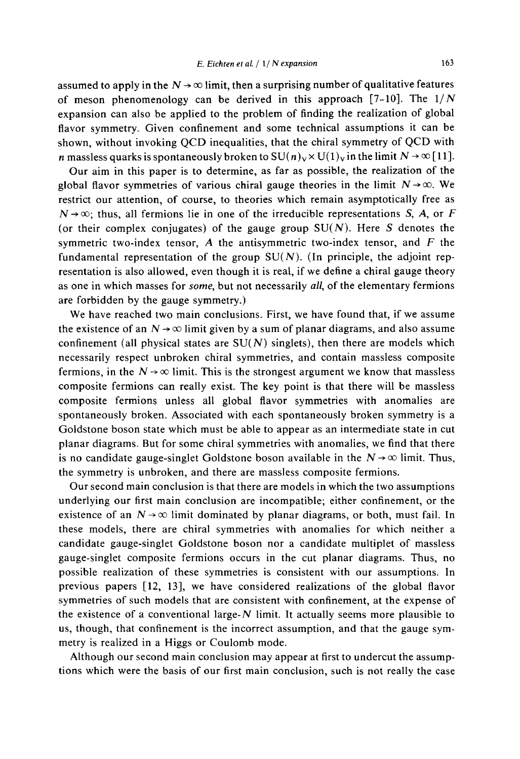assumed to apply in the $N \to \infty$ limit, then a surprising number of qualitative features of meson phenomenology can be derived in this approach [7–10]. The $1/N$ expansion can also be applied to the problem of finding the realization of global flavor symmetry. Given confinement and some technical assumptions it can be shown, without invoking QCD inequalities, that the chiral symmetry of QCD with $n$ massless quarks is spontaneously broken to $SU(n)_V \times U(1)_V$ in the limit $N \to \infty$ [11].

Our aim in this paper is to determine, as far as possible, the realization of the global flavor symmetries of various chiral gauge theories in the limit $N \to \infty$. We restrict our attention, of course, to theories which remain asymptotically free as $N \to \infty$; thus, all fermions lie in one of the irreducible representations $S$, $A$, or $F$ (or their complex conjugates) of the gauge group $SU(N)$. Here $S$ denotes the symmetric two-index tensor, $A$ the antisymmetric two-index tensor, and $F$ the fundamental representation of the group $SU(N)$. (In principle, the adjoint representation is also allowed, even though it is real, if we define a chiral gauge theory as one in which masses for *some*, but not necessarily *all*, of the elementary fermions are forbidden by the gauge symmetry.)

We have reached two main conclusions. First, we have found that, if we assume the existence of an $N \to \infty$ limit given by a sum of planar diagrams, and also assume confinement (all physical states are $SU(N)$ singlets), then there are models which necessarily respect unbroken chiral symmetries, and contain massless composite fermions, in the $N \to \infty$ limit. This is the strongest argument we know that massless composite fermions can really exist. The key point is that there will be massless composite fermions unless all global flavor symmetries with anomalies are spontaneously broken. Associated with each spontaneously broken symmetry is a Goldstone boson state which must be able to appear as an intermediate state in cut planar diagrams. But for some chiral symmetries with anomalies, we find that there is no candidate gauge-singlet Goldstone boson available in the $N \to \infty$ limit. Thus, the symmetry is unbroken, and there are massless composite fermions.

Our second main conclusion is that there are models in which the two assumptions underlying our first main conclusion are incompatible; either confinement, or the existence of an $N \to \infty$ limit dominated by planar diagrams, or both, must fail. In these models, there are chiral symmetries with anomalies for which neither a candidate gauge-singlet Goldstone boson nor a candidate multiplet of massless gauge-singlet composite fermions occurs in the cut planar diagrams. Thus, no possible realization of these symmetries is consistent with our assumptions. In previous papers [12, 13], we have considered realizations of the global flavor symmetries of such models that are consistent with confinement, at the expense of the existence of a conventional large-$N$ limit. It actually seems more plausible to us, though, that confinement is the incorrect assumption, and that the gauge symmetry is realized in a Higgs or Coulomb mode.

Although our second main conclusion may appear at first to undercut the assumptions which were the basis of our first main conclusion, such is not really the case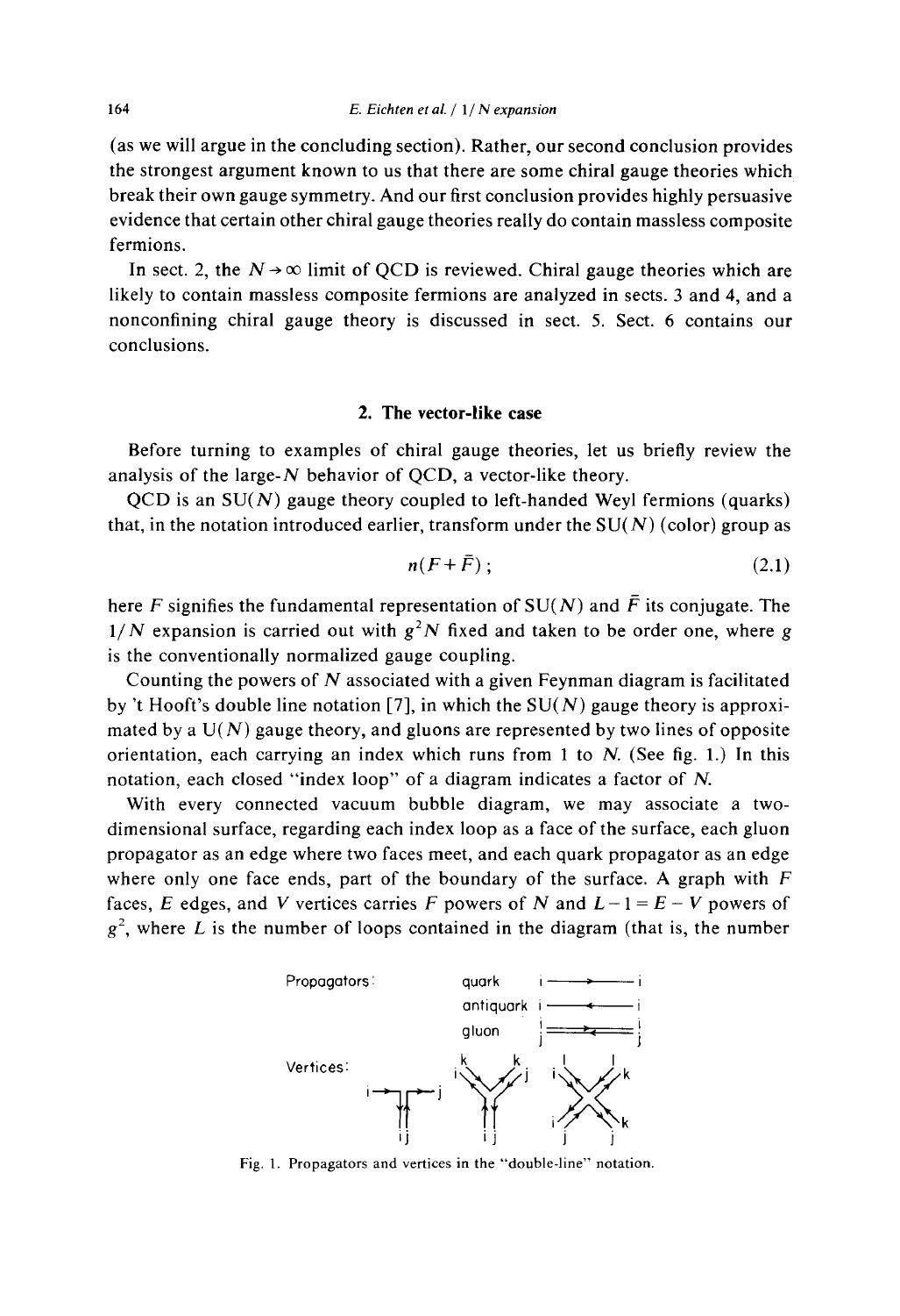(as we will argue in the concluding section). Rather, our second conclusion provides the strongest argument known to us that there are some chiral gauge theories which break their own gauge symmetry. And our first conclusion provides highly persuasive evidence that certain other chiral gauge theories really do contain massless composite fermions.

In sect. 2, the $N \to \infty$ limit of QCD is reviewed. Chiral gauge theories which are likely to contain massless composite fermions are analyzed in sects. 3 and 4, and a nonconfining chiral gauge theory is discussed in sect. 5. Sect. 6 contains our conclusions.

## 2. The vector-like case

Before turning to examples of chiral gauge theories, let us briefly review the analysis of the large-$N$ behavior of QCD, a vector-like theory.

QCD is an SU($N$) gauge theory coupled to left-handed Weyl fermions (quarks) that, in the notation introduced earlier, transform under the SU($N$) (color) group as

$$n(F+\bar{F})\,; \tag{2.1}$$

here $F$ signifies the fundamental representation of SU($N$) and $\bar{F}$ its conjugate. The $1/N$ expansion is carried out with $g^2N$ fixed and taken to be order one, where $g$ is the conventionally normalized gauge coupling.

Counting the powers of $N$ associated with a given Feynman diagram is facilitated by 't Hooft's double line notation [7], in which the SU($N$) gauge theory is approximated by a U($N$) gauge theory, and gluons are represented by two lines of opposite orientation, each carrying an index which runs from 1 to $N$. (See fig. 1.) In this notation, each closed "index loop" of a diagram indicates a factor of $N$.

With every connected vacuum bubble diagram, we may associate a two-dimensional surface, regarding each index loop as a face of the surface, each gluon propagator as an edge where two faces meet, and each quark propagator as an edge where only one face ends, part of the boundary of the surface. A graph with $F$ faces, $E$ edges, and $V$ vertices carries $F$ powers of $N$ and $L-1=E-V$ powers of $g^2$, where $L$ is the number of loops contained in the diagram (that is, the number

Fig. 1. Propagators and vertices in the "double-line" notation.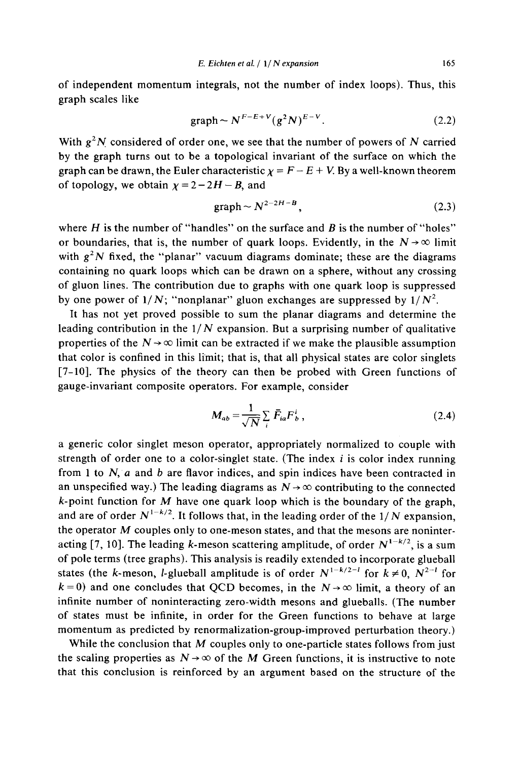of independent momentum integrals, not the number of index loops). Thus, this graph scales like

$$\text{graph} \sim N^{F-E+V}(g^2N)^{E-V}. \tag{2.2}$$

With $g^2N$ considered of order one, we see that the number of powers of $N$ carried by the graph turns out to be a topological invariant of the surface on which the graph can be drawn, the Euler characteristic $\chi = F - E + V$. By a well-known theorem of topology, we obtain $\chi = 2 - 2H - B$, and

$$\text{graph} \sim N^{2-2H-B}, \tag{2.3}$$

where $H$ is the number of "handles" on the surface and $B$ is the number of "holes" or boundaries, that is, the number of quark loops. Evidently, in the $N \to \infty$ limit with $g^2N$ fixed, the "planar" vacuum diagrams dominate; these are the diagrams containing no quark loops which can be drawn on a sphere, without any crossing of gluon lines. The contribution due to graphs with one quark loop is suppressed by one power of $1/N$; "nonplanar" gluon exchanges are suppressed by $1/N^2$.

It has not yet proved possible to sum the planar diagrams and determine the leading contribution in the $1/N$ expansion. But a surprising number of qualitative properties of the $N \to \infty$ limit can be extracted if we make the plausible assumption that color is confined in this limit; that is, that all physical states are color singlets [7-10]. The physics of the theory can then be probed with Green functions of gauge-invariant composite operators. For example, consider

$$M_{ab} = \frac{1}{\sqrt{N}} \sum_i \bar{F}_{ia} F^i_b, \tag{2.4}$$

a generic color singlet meson operator, appropriately normalized to couple with strength of order one to a color-singlet state. (The index $i$ is color index running from 1 to $N$, $a$ and $b$ are flavor indices, and spin indices have been contracted in an unspecified way.) The leading diagrams as $N \to \infty$ contributing to the connected $k$-point function for $M$ have one quark loop which is the boundary of the graph, and are of order $N^{1-k/2}$. It follows that, in the leading order of the $1/N$ expansion, the operator $M$ couples only to one-meson states, and that the mesons are noninteracting [7, 10]. The leading $k$-meson scattering amplitude, of order $N^{1-k/2}$, is a sum of pole terms (tree graphs). This analysis is readily extended to incorporate glueball states (the $k$-meson, $l$-glueball amplitude is of order $N^{1-k/2-l}$ for $k \neq 0$, $N^{2-l}$ for $k = 0$) and one concludes that QCD becomes, in the $N \to \infty$ limit, a theory of an infinite number of noninteracting zero-width mesons and glueballs. (The number of states must be infinite, in order for the Green functions to behave at large momentum as predicted by renormalization-group-improved perturbation theory.)

While the conclusion that $M$ couples only to one-particle states follows from just the scaling properties as $N \to \infty$ of the $M$ Green functions, it is instructive to note that this conclusion is reinforced by an argument based on the structure of the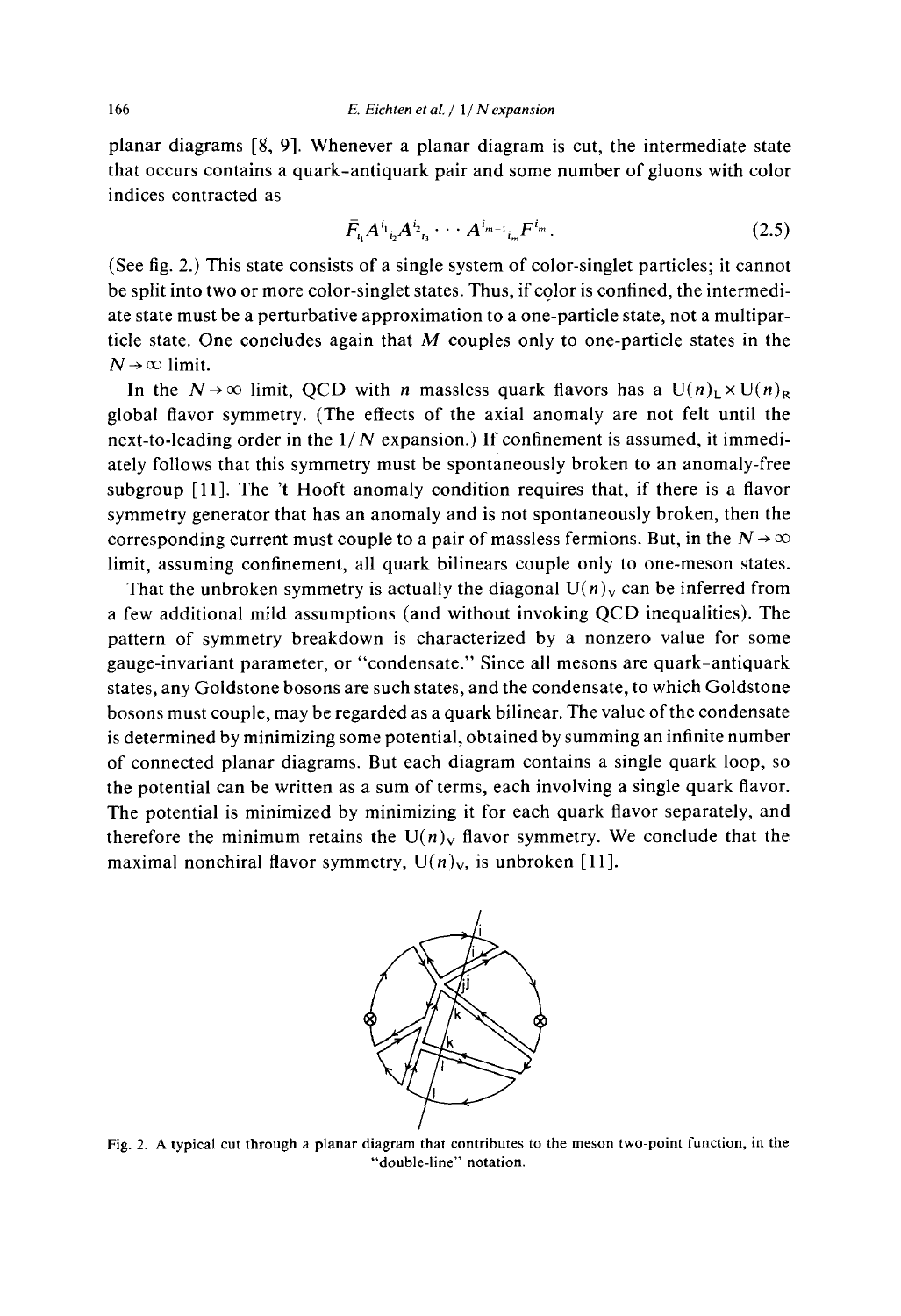planar diagrams [8, 9]. Whenever a planar diagram is cut, the intermediate state that occurs contains a quark-antiquark pair and some number of gluons with color indices contracted as

$$\bar{F}_{i_1} A^{i_1}{}_{i_2} A^{i_2}{}_{i_3} \cdots A^{i_{m-1}}{}_{i_m} F^{i_m}. \tag{2.5}$$

(See fig. 2.) This state consists of a single system of color-singlet particles; it cannot be split into two or more color-singlet states. Thus, if color is confined, the intermediate state must be a perturbative approximation to a one-particle state, not a multiparticle state. One concludes again that $M$ couples only to one-particle states in the $N \to \infty$ limit.

In the $N \to \infty$ limit, QCD with $n$ massless quark flavors has a $U(n)_L \times U(n)_R$ global flavor symmetry. (The effects of the axial anomaly are not felt until the next-to-leading order in the $1/N$ expansion.) If confinement is assumed, it immediately follows that this symmetry must be spontaneously broken to an anomaly-free subgroup [11]. The 't Hooft anomaly condition requires that, if there is a flavor symmetry generator that has an anomaly and is not spontaneously broken, then the corresponding current must couple to a pair of massless fermions. But, in the $N \to \infty$ limit, assuming confinement, all quark bilinears couple only to one-meson states.

That the unbroken symmetry is actually the diagonal $U(n)_V$ can be inferred from a few additional mild assumptions (and without invoking QCD inequalities). The pattern of symmetry breakdown is characterized by a nonzero value for some gauge-invariant parameter, or "condensate." Since all mesons are quark-antiquark states, any Goldstone bosons are such states, and the condensate, to which Goldstone bosons must couple, may be regarded as a quark bilinear. The value of the condensate is determined by minimizing some potential, obtained by summing an infinite number of connected planar diagrams. But each diagram contains a single quark loop, so the potential can be written as a sum of terms, each involving a single quark flavor. The potential is minimized by minimizing it for each quark flavor separately, and therefore the minimum retains the $U(n)_V$ flavor symmetry. We conclude that the maximal nonchiral flavor symmetry, $U(n)_V$, is unbroken [11].

Fig. 2. A typical cut through a planar diagram that contributes to the meson two-point function, in the "double-line" notation.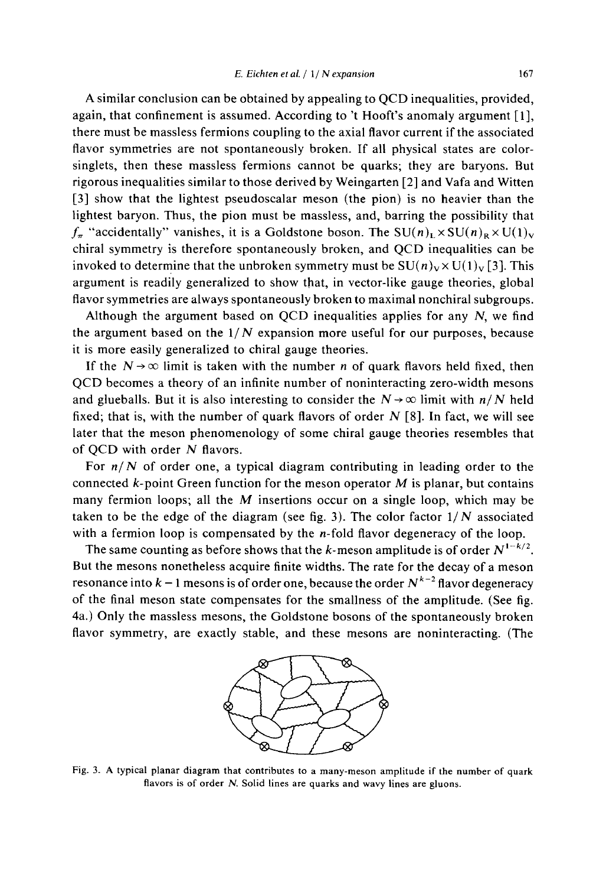A similar conclusion can be obtained by appealing to QCD inequalities, provided, again, that confinement is assumed. According to 't Hooft's anomaly argument [1], there must be massless fermions coupling to the axial flavor current if the associated flavor symmetries are not spontaneously broken. If all physical states are color-singlets, then these massless fermions cannot be quarks; they are baryons. But rigorous inequalities similar to those derived by Weingarten [2] and Vafa and Witten [3] show that the lightest pseudoscalar meson (the pion) is no heavier than the lightest baryon. Thus, the pion must be massless, and, barring the possibility that $f_\pi$ "accidentally" vanishes, it is a Goldstone boson. The $SU(n)_L \times SU(n)_R \times U(1)_V$ chiral symmetry is therefore spontaneously broken, and QCD inequalities can be invoked to determine that the unbroken symmetry must be $SU(n)_V \times U(1)_V$ [3]. This argument is readily generalized to show that, in vector-like gauge theories, global flavor symmetries are always spontaneously broken to maximal nonchiral subgroups.

Although the argument based on QCD inequalities applies for any $N$, we find the argument based on the $1/N$ expansion more useful for our purposes, because it is more easily generalized to chiral gauge theories.

If the $N \to \infty$ limit is taken with the number $n$ of quark flavors held fixed, then QCD becomes a theory of an infinite number of noninteracting zero-width mesons and glueballs. But it is also interesting to consider the $N \to \infty$ limit with $n/N$ held fixed; that is, with the number of quark flavors of order $N$ [8]. In fact, we will see later that the meson phenomenology of some chiral gauge theories resembles that of QCD with order $N$ flavors.

For $n/N$ of order one, a typical diagram contributing in leading order to the connected $k$-point Green function for the meson operator $M$ is planar, but contains many fermion loops; all the $M$ insertions occur on a single loop, which may be taken to be the edge of the diagram (see fig. 3). The color factor $1/N$ associated with a fermion loop is compensated by the $n$-fold flavor degeneracy of the loop.

The same counting as before shows that the $k$-meson amplitude is of order $N^{1-k/2}$. But the mesons nonetheless acquire finite widths. The rate for the decay of a meson resonance into $k-1$ mesons is of order one, because the order $N^{k-2}$ flavor degeneracy of the final meson state compensates for the smallness of the amplitude. (See fig. 4a.) Only the massless mesons, the Goldstone bosons of the spontaneously broken flavor symmetry, are exactly stable, and these mesons are noninteracting. (The

Fig. 3. A typical planar diagram that contributes to a many-meson amplitude if the number of quark flavors is of order $N$. Solid lines are quarks and wavy lines are gluons.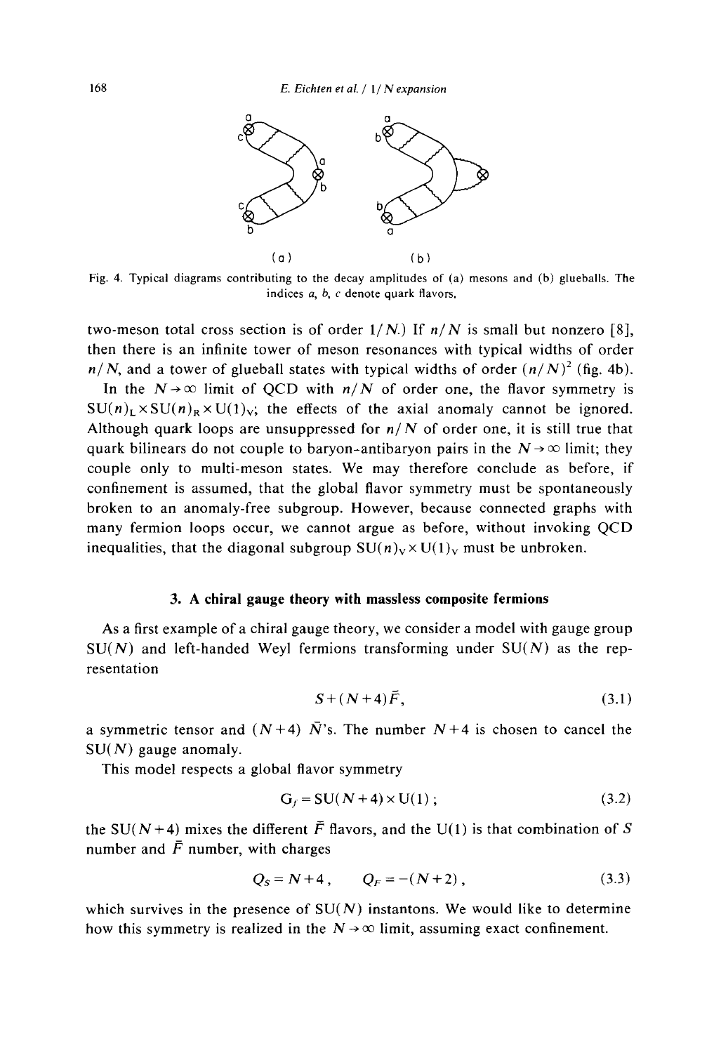Fig. 4. Typical diagrams contributing to the decay amplitudes of (a) mesons and (b) glueballs. The indices $a$, $b$, $c$ denote quark flavors.

two-meson total cross section is of order $1/N$.) If $n/N$ is small but nonzero [8], then there is an infinite tower of meson resonances with typical widths of order $n/N$, and a tower of glueball states with typical widths of order $(n/N)^2$ (fig. 4b).

In the $N \to \infty$ limit of QCD with $n/N$ of order one, the flavor symmetry is $SU(n)_L \times SU(n)_R \times U(1)_V$; the effects of the axial anomaly cannot be ignored. Although quark loops are unsuppressed for $n/N$ of order one, it is still true that quark bilinears do not couple to baryon-antibaryon pairs in the $N \to \infty$ limit; they couple only to multi-meson states. We may therefore conclude as before, if confinement is assumed, that the global flavor symmetry must be spontaneously broken to an anomaly-free subgroup. However, because connected graphs with many fermion loops occur, we cannot argue as before, without invoking QCD inequalities, that the diagonal subgroup $SU(n)_V \times U(1)_V$ must be unbroken.

## 3. A chiral gauge theory with massless composite fermions

As a first example of a chiral gauge theory, we consider a model with gauge group $SU(N)$ and left-handed Weyl fermions transforming under $SU(N)$ as the representation

$$S + (N+4)\bar{F}, \tag{3.1}$$

a symmetric tensor and $(N+4)$ $\bar{N}$'s. The number $N+4$ is chosen to cancel the $SU(N)$ gauge anomaly.

This model respects a global flavor symmetry

$$G_f = SU(N+4) \times U(1); \tag{3.2}$$

the $SU(N+4)$ mixes the different $\bar{F}$ flavors, and the $U(1)$ is that combination of $S$ number and $\bar{F}$ number, with charges

$$Q_S = N+4, \qquad Q_F = -(N+2), \tag{3.3}$$

which survives in the presence of $SU(N)$ instantons. We would like to determine how this symmetry is realized in the $N \to \infty$ limit, assuming exact confinement.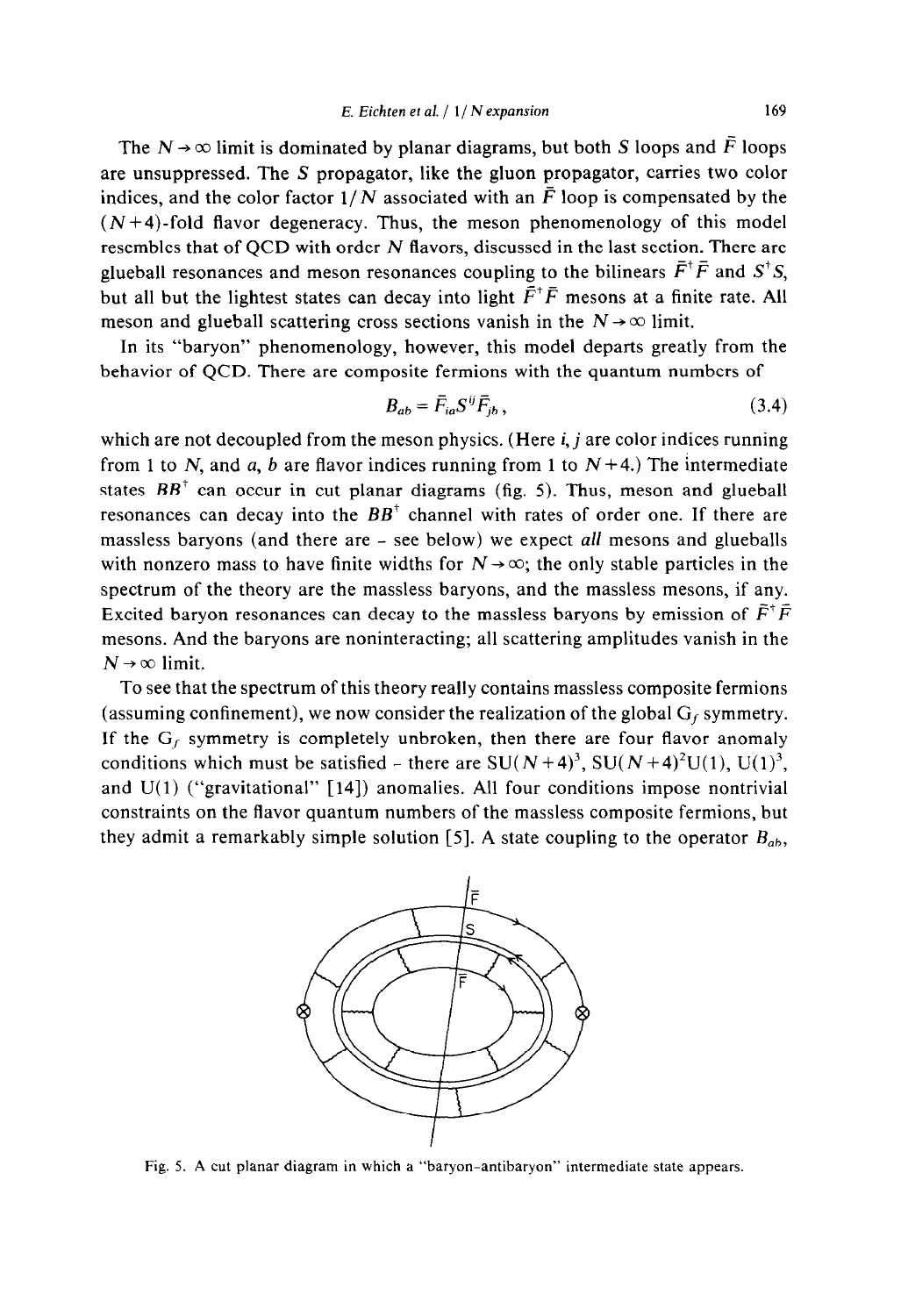The $N \to \infty$ limit is dominated by planar diagrams, but both $S$ loops and $\bar{F}$ loops are unsuppressed. The $S$ propagator, like the gluon propagator, carries two color indices, and the color factor $1/N$ associated with an $\bar{F}$ loop is compensated by the $(N+4)$-fold flavor degeneracy. Thus, the meson phenomenology of this model resembles that of QCD with order $N$ flavors, discussed in the last section. There are glueball resonances and meson resonances coupling to the bilinears $\bar{F}^{\dagger}\bar{F}$ and $S^{\dagger}S$, but all but the lightest states can decay into light $\bar{F}^{\dagger}\bar{F}$ mesons at a finite rate. All meson and glueball scattering cross sections vanish in the $N \to \infty$ limit.

In its "baryon" phenomenology, however, this model departs greatly from the behavior of QCD. There are composite fermions with the quantum numbers of

$$B_{ab} = \bar{F}_{ia} S^{ij} \bar{F}_{jb}\,, \tag{3.4}$$

which are not decoupled from the meson physics. (Here $i, j$ are color indices running from 1 to $N$, and $a, b$ are flavor indices running from 1 to $N+4$.) The intermediate states $BB^{\dagger}$ can occur in cut planar diagrams (fig. 5). Thus, meson and glueball resonances can decay into the $BB^{\dagger}$ channel with rates of order one. If there are massless baryons (and there are - see below) we expect *all* mesons and glueballs with nonzero mass to have finite widths for $N \to \infty$; the only stable particles in the spectrum of the theory are the massless baryons, and the massless mesons, if any. Excited baryon resonances can decay to the massless baryons by emission of $\bar{F}^{\dagger}\bar{F}$ mesons. And the baryons are noninteracting; all scattering amplitudes vanish in the $N \to \infty$ limit.

To see that the spectrum of this theory really contains massless composite fermions (assuming confinement), we now consider the realization of the global $G_f$ symmetry. If the $G_f$ symmetry is completely unbroken, then there are four flavor anomaly conditions which must be satisfied - there are $SU(N+4)^3$, $SU(N+4)^2U(1)$, $U(1)^3$, and $U(1)$ ("gravitational" [14]) anomalies. All four conditions impose nontrivial constraints on the flavor quantum numbers of the massless composite fermions, but they admit a remarkably simple solution [5]. A state coupling to the operator $B_{ab}$,

Fig. 5. A cut planar diagram in which a "baryon-antibaryon" intermediate state appears.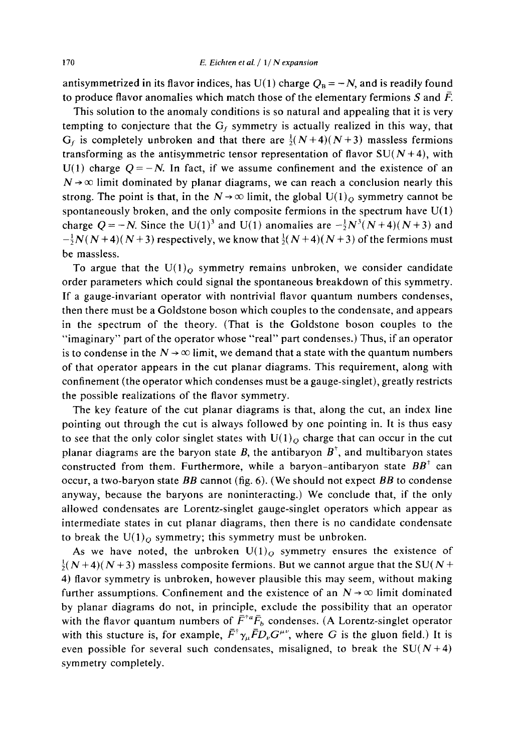antisymmetrized in its flavor indices, has U(1) charge $Q_B = -N$, and is readily found to produce flavor anomalies which match those of the elementary fermions $S$ and $\bar{F}$.

This solution to the anomaly conditions is so natural and appealing that it is very tempting to conjecture that the $G_f$ symmetry is actually realized in this way, that $G_f$ is completely unbroken and that there are $\frac{1}{2}(N+4)(N+3)$ massless fermions transforming as the antisymmetric tensor representation of flavor SU$(N+4)$, with U(1) charge $Q = -N$. In fact, if we assume confinement and the existence of an $N \to \infty$ limit dominated by planar diagrams, we can reach a conclusion nearly this strong. The point is that, in the $N \to \infty$ limit, the global U$(1)_Q$ symmetry cannot be spontaneously broken, and the only composite fermions in the spectrum have U(1) charge $Q = -N$. Since the U$(1)^3$ and U(1) anomalies are $-\frac{1}{2}N^3(N+4)(N+3)$ and $-\frac{1}{2}N(N+4)(N+3)$ respectively, we know that $\frac{1}{2}(N+4)(N+3)$ of the fermions must be massless.

To argue that the U$(1)_Q$ symmetry remains unbroken, we consider candidate order parameters which could signal the spontaneous breakdown of this symmetry. If a gauge-invariant operator with nontrivial flavor quantum numbers condenses, then there must be a Goldstone boson which couples to the condensate, and appears in the spectrum of the theory. (That is the Goldstone boson couples to the "imaginary" part of the operator whose "real" part condenses.) Thus, if an operator is to condense in the $N \to \infty$ limit, we demand that a state with the quantum numbers of that operator appears in the cut planar diagrams. This requirement, along with confinement (the operator which condenses must be a gauge-singlet), greatly restricts the possible realizations of the flavor symmetry.

The key feature of the cut planar diagrams is that, along the cut, an index line pointing out through the cut is always followed by one pointing in. It is thus easy to see that the only color singlet states with U$(1)_Q$ charge that can occur in the cut planar diagrams are the baryon state $B$, the antibaryon $B^\dagger$, and multibaryon states constructed from them. Furthermore, while a baryon–antibaryon state $BB^\dagger$ can occur, a two-baryon state $BB$ cannot (fig. 6). (We should not expect $BB$ to condense anyway, because the baryons are noninteracting.) We conclude that, if the only allowed condensates are Lorentz-singlet gauge-singlet operators which appear as intermediate states in cut planar diagrams, then there is no candidate condensate to break the U$(1)_Q$ symmetry; this symmetry must be unbroken.

As we have noted, the unbroken U$(1)_Q$ symmetry ensures the existence of $\frac{1}{2}(N+4)(N+3)$ massless composite fermions. But we cannot argue that the SU$(N+4)$ flavor symmetry is unbroken, however plausible this may seem, without making further assumptions. Confinement and the existence of an $N \to \infty$ limit dominated by planar diagrams do not, in principle, exclude the possibility that an operator with the flavor quantum numbers of $\bar{F}^{\dagger a}\bar{F}_b$ condenses. (A Lorentz-singlet operator with this stucture is, for example, $\bar{F}^\dagger \gamma_\mu \bar{F} D_\nu G^{\mu\nu}$, where $G$ is the gluon field.) It is even possible for several such condensates, misaligned, to break the SU$(N+4)$ symmetry completely.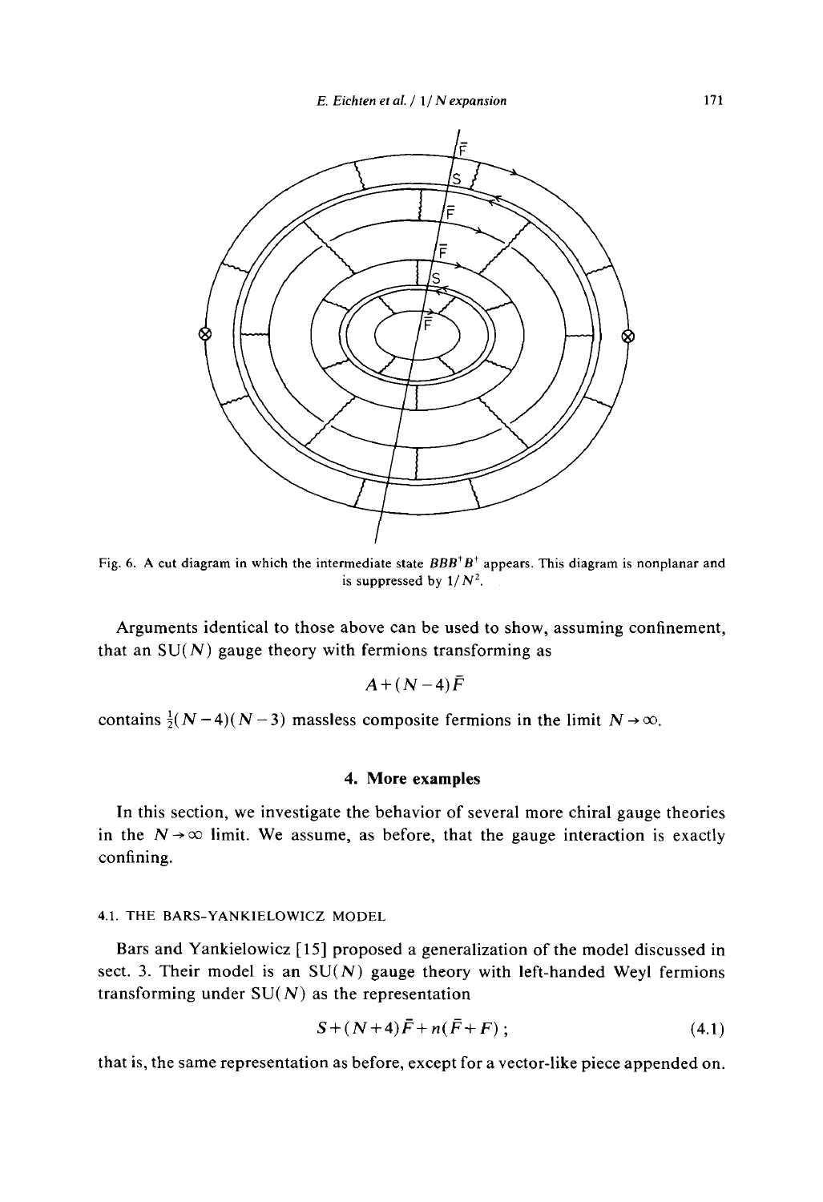Fig. 6. A cut diagram in which the intermediate state $BBB^{\dagger}B^{\dagger}$ appears. This diagram is nonplanar and is suppressed by $1/N^2$.

Arguments identical to those above can be used to show, assuming confinement, that an SU($N$) gauge theory with fermions transforming as

$$A + (N-4)\bar{F}$$

contains $\frac{1}{2}(N-4)(N-3)$ massless composite fermions in the limit $N \to \infty$.

## 4. More examples

In this section, we investigate the behavior of several more chiral gauge theories in the $N \to \infty$ limit. We assume, as before, that the gauge interaction is exactly confining.

### 4.1. THE BARS-YANKIELOWICZ MODEL

Bars and Yankielowicz [15] proposed a generalization of the model discussed in sect. 3. Their model is an SU($N$) gauge theory with left-handed Weyl fermions transforming under SU($N$) as the representation

$$S + (N+4)\bar{F} + n(\bar{F} + F)\,; \tag{4.1}$$

that is, the same representation as before, except for a vector-like piece appended on.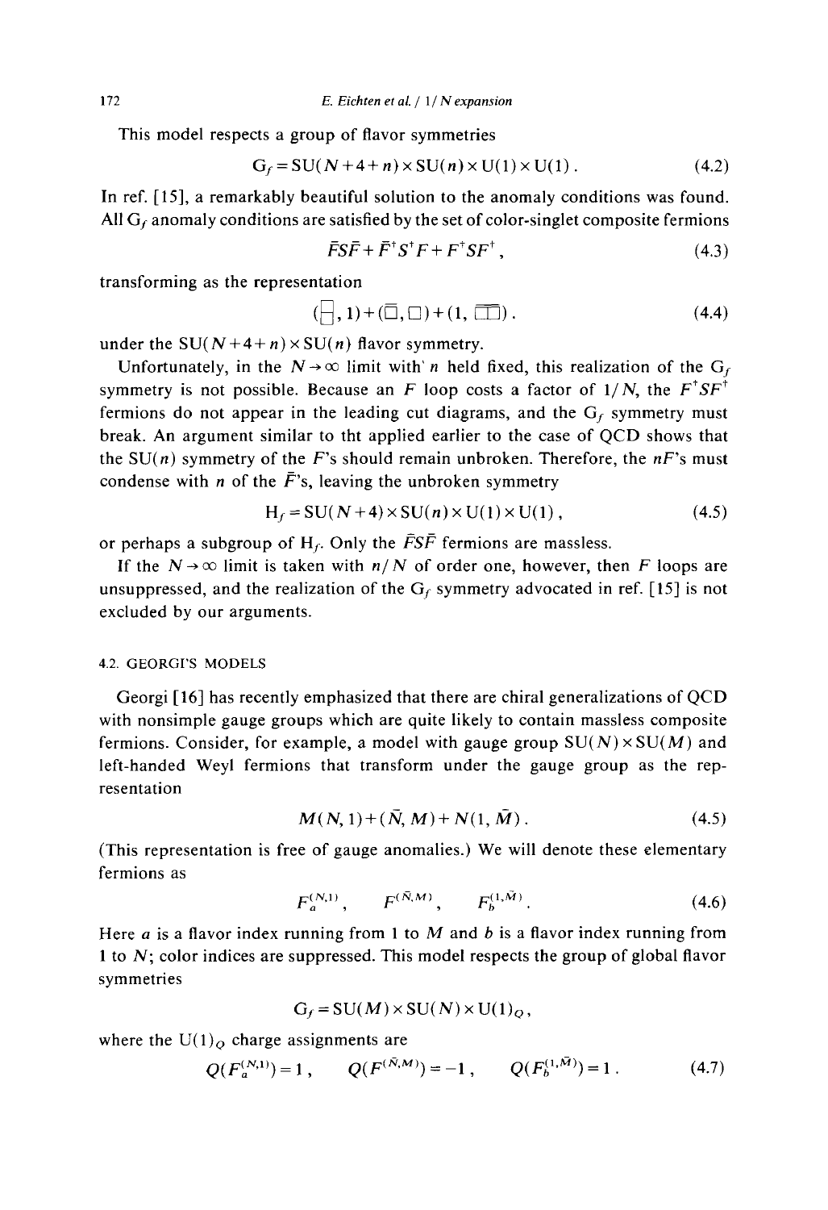This model respects a group of flavor symmetries

$$G_f = SU(N+4+n) \times SU(n) \times U(1) \times U(1). \tag{4.2}$$

In ref. [15], a remarkably beautiful solution to the anomaly conditions was found. All $G_f$ anomaly conditions are satisfied by the set of color-singlet composite fermions

$$\bar{F}S\bar{F} + \bar{F}^{\dagger}S^{\dagger}F + F^{\dagger}SF^{\dagger}, \tag{4.3}$$

transforming as the representation

$$(\,\begin{smallmatrix}\square\\\square\end{smallmatrix}\,, 1) + (\bar{\square}, \square) + (1, \square\!\square). \tag{4.4}$$

under the $SU(N+4+n) \times SU(n)$ flavor symmetry.

Unfortunately, in the $N \to \infty$ limit with $n$ held fixed, this realization of the $G_f$ symmetry is not possible. Because an $F$ loop costs a factor of $1/N$, the $F^{\dagger}SF^{\dagger}$ fermions do not appear in the leading cut diagrams, and the $G_f$ symmetry must break. An argument similar to tht applied earlier to the case of QCD shows that the $SU(n)$ symmetry of the $F$'s should remain unbroken. Therefore, the $nF$'s must condense with $n$ of the $\bar{F}$'s, leaving the unbroken symmetry

$$H_f = SU(N+4) \times SU(n) \times U(1) \times U(1), \tag{4.5}$$

or perhaps a subgroup of $H_f$. Only the $\bar{F}S\bar{F}$ fermions are massless.

If the $N \to \infty$ limit is taken with $n/N$ of order one, however, then $F$ loops are unsuppressed, and the realization of the $G_f$ symmetry advocated in ref. [15] is not excluded by our arguments.

### 4.2. GEORGI'S MODELS

Georgi [16] has recently emphasized that there are chiral generalizations of QCD with nonsimple gauge groups which are quite likely to contain massless composite fermions. Consider, for example, a model with gauge group $SU(N) \times SU(M)$ and left-handed Weyl fermions that transform under the gauge group as the representation

$$M(N,1) + (\bar{N}, M) + N(1, \bar{M}). \tag{4.5}$$

(This representation is free of gauge anomalies.) We will denote these elementary fermions as

$$F_a^{(N,1)}, \qquad F^{(\bar{N},M)}, \qquad F_b^{(1,\bar{M})}. \tag{4.6}$$

Here $a$ is a flavor index running from 1 to $M$ and $b$ is a flavor index running from 1 to $N$; color indices are suppressed. This model respects the group of global flavor symmetries

$$G_f = SU(M) \times SU(N) \times U(1)_Q,$$

where the $U(1)_Q$ charge assignments are

$$Q(F_a^{(N,1)}) = 1, \qquad Q(F^{(\bar{N},M)}) = -1, \qquad Q(F_b^{(1,\bar{M})}) = 1. \tag{4.7}$$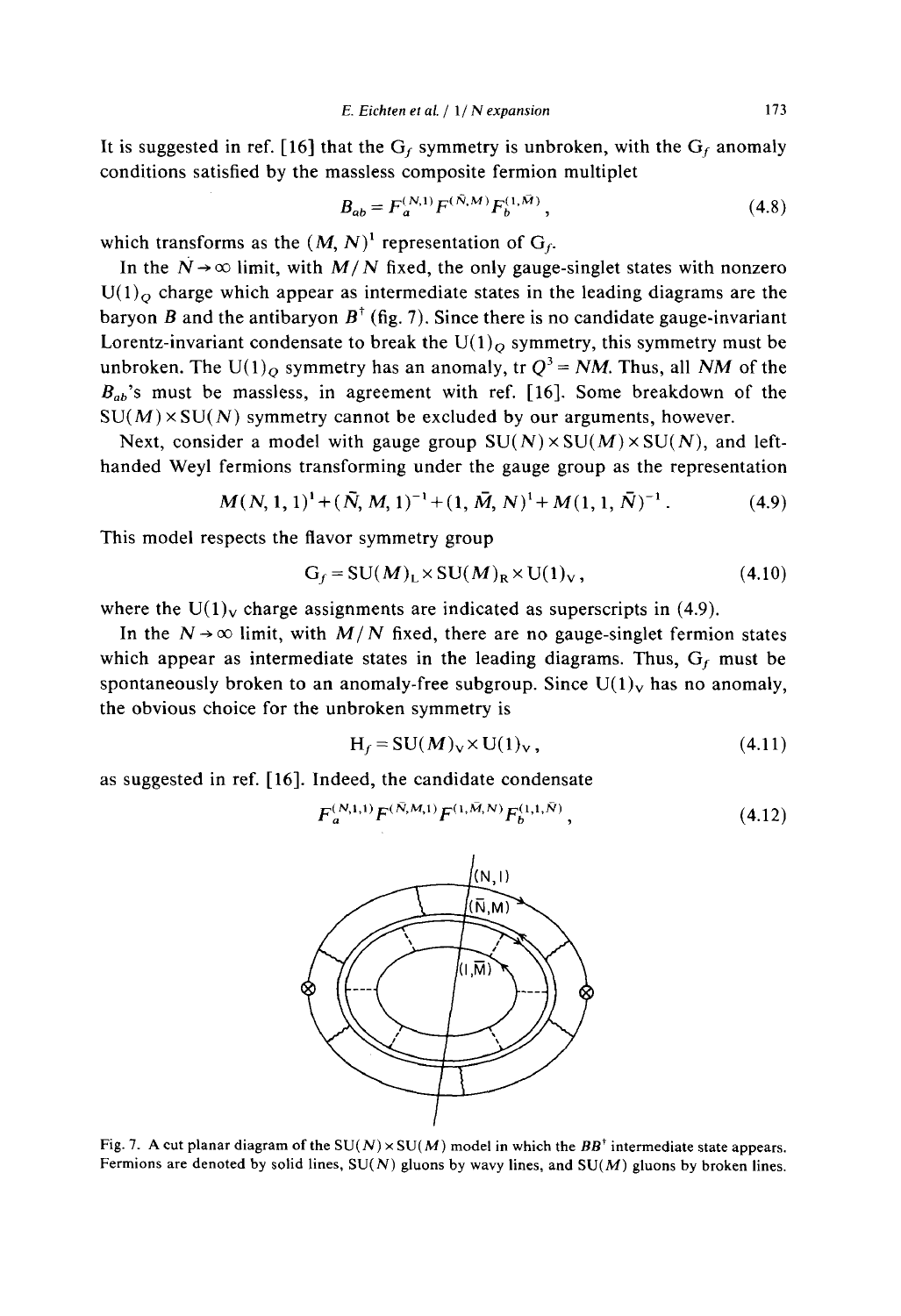It is suggested in ref. [16] that the $G_f$ symmetry is unbroken, with the $G_f$ anomaly conditions satisfied by the massless composite fermion multiplet

$$B_{ab} = F_a^{(N,1)} F^{(\bar{N},M)} F_b^{(1,\bar{M})}, \tag{4.8}$$

which transforms as the $(M, N)^1$ representation of $G_f$.

In the $N \to \infty$ limit, with $M/N$ fixed, the only gauge-singlet states with nonzero $U(1)_Q$ charge which appear as intermediate states in the leading diagrams are the baryon $B$ and the antibaryon $B^\dagger$ (fig. 7). Since there is no candidate gauge-invariant Lorentz-invariant condensate to break the $U(1)_Q$ symmetry, this symmetry must be unbroken. The $U(1)_Q$ symmetry has an anomaly, $\mathrm{tr}\, Q^3 = NM$. Thus, all $NM$ of the $B_{ab}$'s must be massless, in agreement with ref. [16]. Some breakdown of the $SU(M) \times SU(N)$ symmetry cannot be excluded by our arguments, however.

Next, consider a model with gauge group $SU(N) \times SU(M) \times SU(N)$, and left-handed Weyl fermions transforming under the gauge group as the representation

$$M(N, 1, 1)^1 + (\bar{N}, M, 1)^{-1} + (1, \bar{M}, N)^1 + M(1, 1, \bar{N})^{-1}. \tag{4.9}$$

This model respects the flavor symmetry group

$$G_f = SU(M)_L \times SU(M)_R \times U(1)_V, \tag{4.10}$$

where the $U(1)_V$ charge assignments are indicated as superscripts in (4.9).

In the $N \to \infty$ limit, with $M/N$ fixed, there are no gauge-singlet fermion states which appear as intermediate states in the leading diagrams. Thus, $G_f$ must be spontaneously broken to an anomaly-free subgroup. Since $U(1)_V$ has no anomaly, the obvious choice for the unbroken symmetry is

$$H_f = SU(M)_V \times U(1)_V, \tag{4.11}$$

as suggested in ref. [16]. Indeed, the candidate condensate

$$F_a^{(N,1,1)} F^{(\bar{N},M,1)} F^{(1,\bar{M},N)} F_b^{(1,1,\bar{N})}, \tag{4.12}$$

Fig. 7. A cut planar diagram of the $SU(N) \times SU(M)$ model in which the $BB^\dagger$ intermediate state appears. Fermions are denoted by solid lines, $SU(N)$ gluons by wavy lines, and $SU(M)$ gluons by broken lines.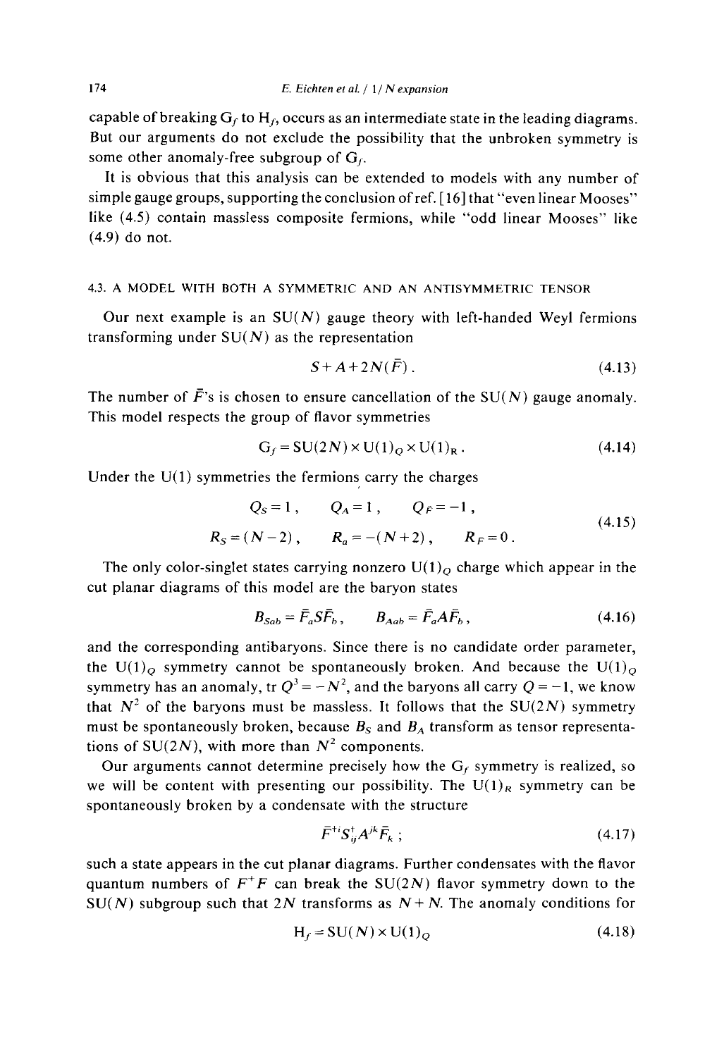capable of breaking $G_f$ to $H_f$, occurs as an intermediate state in the leading diagrams. But our arguments do not exclude the possibility that the unbroken symmetry is some other anomaly-free subgroup of $G_f$.

It is obvious that this analysis can be extended to models with any number of simple gauge groups, supporting the conclusion of ref. [16] that "even linear Mooses" like (4.5) contain massless composite fermions, while "odd linear Mooses" like (4.9) do not.

### 4.3. A MODEL WITH BOTH A SYMMETRIC AND AN ANTISYMMETRIC TENSOR

Our next example is an SU($N$) gauge theory with left-handed Weyl fermions transforming under SU($N$) as the representation

$$S + A + 2N(\bar{F}) . \tag{4.13}$$

The number of $\bar{F}$'s is chosen to ensure cancellation of the SU($N$) gauge anomaly. This model respects the group of flavor symmetries

$$G_f = \mathrm{SU}(2N) \times \mathrm{U}(1)_Q \times \mathrm{U}(1)_R . \tag{4.14}$$

Under the U(1) symmetries the fermions carry the charges

$$\begin{aligned} &Q_S = 1 , \qquad Q_A = 1 , \qquad Q_{\bar{F}} = -1 , \\ &R_S = (N-2) , \qquad R_a = -(N+2) , \qquad R_{\bar{F}} = 0 . \end{aligned} \tag{4.15}$$

The only color-singlet states carrying nonzero $\mathrm{U}(1)_Q$ charge which appear in the cut planar diagrams of this model are the baryon states

$$B_{Sab} = \bar{F}_a S \bar{F}_b , \qquad B_{Aab} = \bar{F}_a A \bar{F}_b , \tag{4.16}$$

and the corresponding antibaryons. Since there is no candidate order parameter, the $\mathrm{U}(1)_Q$ symmetry cannot be spontaneously broken. And because the $\mathrm{U}(1)_Q$ symmetry has an anomaly, $\mathrm{tr}\, Q^3 = -N^2$, and the baryons all carry $Q = -1$, we know that $N^2$ of the baryons must be massless. It follows that the SU($2N$) symmetry must be spontaneously broken, because $B_S$ and $B_A$ transform as tensor representations of SU($2N$), with more than $N^2$ components.

Our arguments cannot determine precisely how the $G_f$ symmetry is realized, so we will be content with presenting our possibility. The $\mathrm{U}(1)_R$ symmetry can be spontaneously broken by a condensate with the structure

$$\bar{F}^{+i} S^{+}_{ij} A^{jk} \bar{F}_k ; \tag{4.17}$$

such a state appears in the cut planar diagrams. Further condensates with the flavor quantum numbers of $F^+F$ can break the SU($2N$) flavor symmetry down to the SU($N$) subgroup such that $2N$ transforms as $N+N$. The anomaly conditions for

$$H_f = \mathrm{SU}(N) \times \mathrm{U}(1)_Q \tag{4.18}$$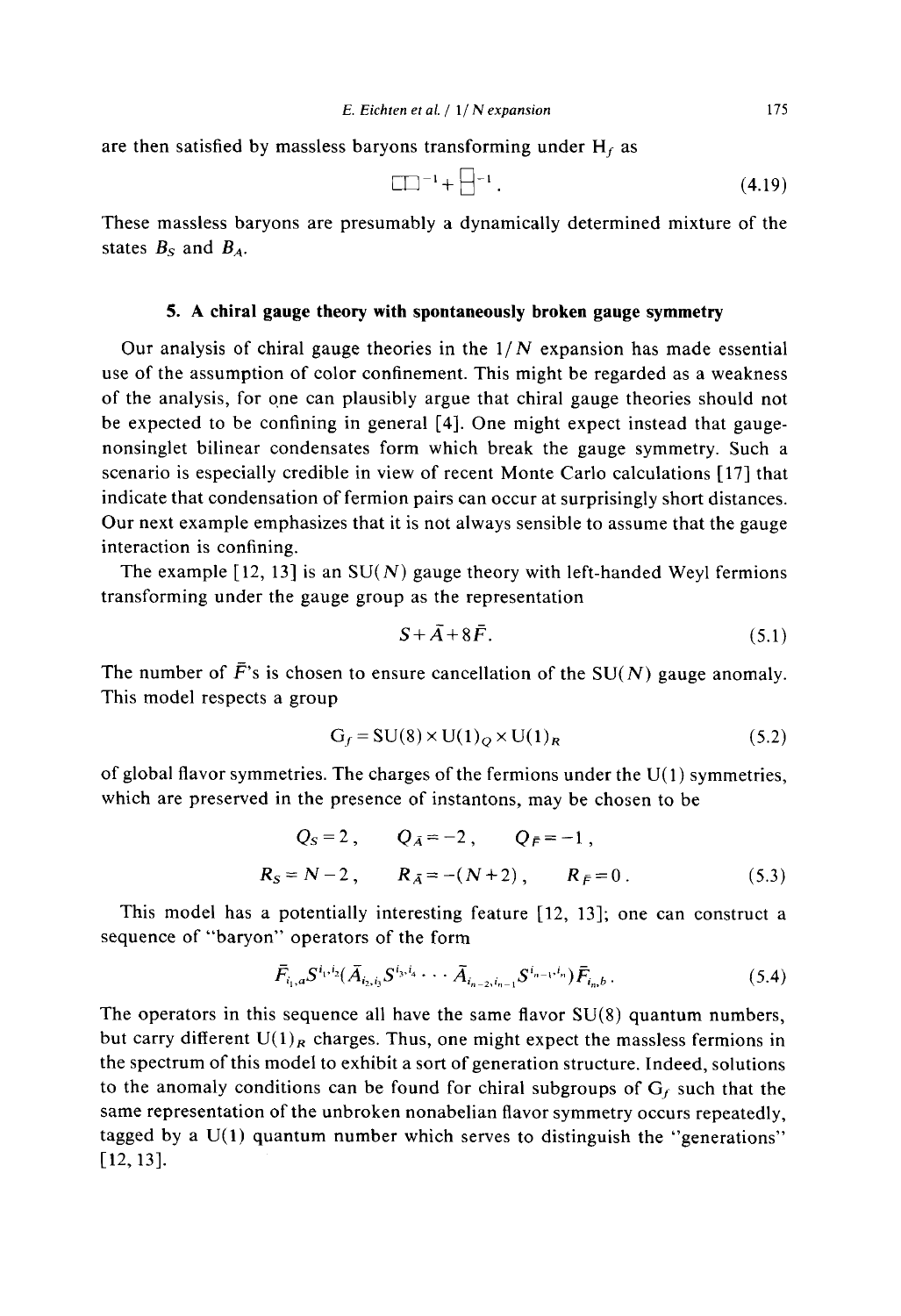are then satisfied by massless baryons transforming under $H_f$ as

$$\square\!\square^{-1} + \begin{array}{c}\square\\[-4pt]\square\end{array}^{-1}. \tag{4.19}$$

These massless baryons are presumably a dynamically determined mixture of the states $B_S$ and $B_A$.

## 5. A chiral gauge theory with spontaneously broken gauge symmetry

Our analysis of chiral gauge theories in the $1/N$ expansion has made essential use of the assumption of color confinement. This might be regarded as a weakness of the analysis, for one can plausibly argue that chiral gauge theories should not be expected to be confining in general [4]. One might expect instead that gauge-nonsinglet bilinear condensates form which break the gauge symmetry. Such a scenario is especially credible in view of recent Monte Carlo calculations [17] that indicate that condensation of fermion pairs can occur at surprisingly short distances. Our next example emphasizes that it is not always sensible to assume that the gauge interaction is confining.

The example [12, 13] is an SU($N$) gauge theory with left-handed Weyl fermions transforming under the gauge group as the representation

$$S + \bar{A} + 8\bar{F}. \tag{5.1}$$

The number of $\bar{F}$'s is chosen to ensure cancellation of the SU($N$) gauge anomaly. This model respects a group

$$G_f = \mathrm{SU}(8) \times \mathrm{U}(1)_Q \times \mathrm{U}(1)_R \tag{5.2}$$

of global flavor symmetries. The charges of the fermions under the U(1) symmetries, which are preserved in the presence of instantons, may be chosen to be

$$\begin{aligned} Q_S &= 2, \qquad Q_{\bar{A}} = -2, \qquad Q_{\bar{F}} = -1, \\ R_S &= N-2, \qquad R_{\bar{A}} = -(N+2), \qquad R_{\bar{F}} = 0. \end{aligned} \tag{5.3}$$

This model has a potentially interesting feature [12, 13]; one can construct a sequence of "baryon" operators of the form

$$\bar{F}_{i_1,a} S^{i_1,i_2} (\bar{A}_{i_2,i_3} S^{i_3,i_4} \cdots \bar{A}_{i_{n-2},i_{n-1}} S^{i_{n-1},i_n}) \bar{F}_{i_n,b}. \tag{5.4}$$

The operators in this sequence all have the same flavor SU(8) quantum numbers, but carry different U(1)$_R$ charges. Thus, one might expect the massless fermions in the spectrum of this model to exhibit a sort of generation structure. Indeed, solutions to the anomaly conditions can be found for chiral subgroups of $G_f$ such that the same representation of the unbroken nonabelian flavor symmetry occurs repeatedly, tagged by a U(1) quantum number which serves to distinguish the "generations" [12, 13].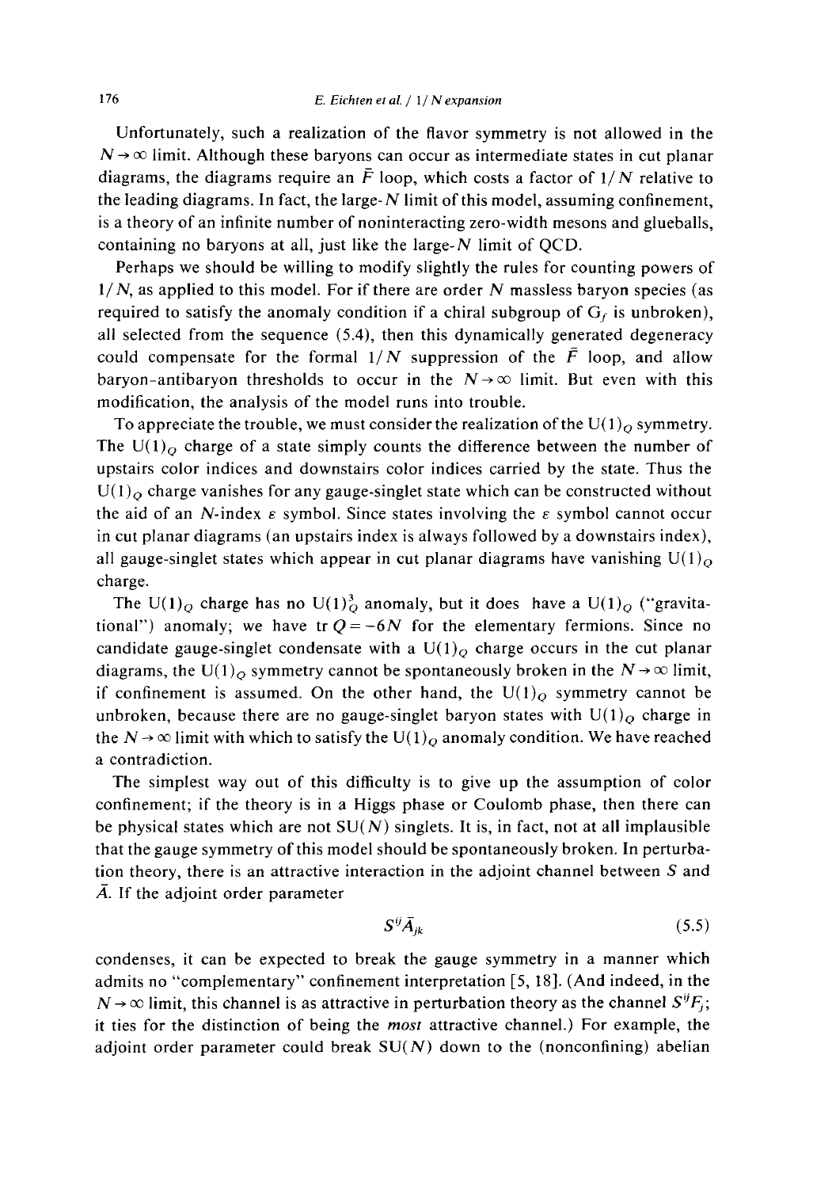Unfortunately, such a realization of the flavor symmetry is not allowed in the $N \to \infty$ limit. Although these baryons can occur as intermediate states in cut planar diagrams, the diagrams require an $\bar{F}$ loop, which costs a factor of $1/N$ relative to the leading diagrams. In fact, the large-$N$ limit of this model, assuming confinement, is a theory of an infinite number of noninteracting zero-width mesons and glueballs, containing no baryons at all, just like the large-$N$ limit of QCD.

Perhaps we should be willing to modify slightly the rules for counting powers of $1/N$, as applied to this model. For if there are order $N$ massless baryon species (as required to satisfy the anomaly condition if a chiral subgroup of $G_f$ is unbroken), all selected from the sequence (5.4), then this dynamically generated degeneracy could compensate for the formal $1/N$ suppression of the $\bar{F}$ loop, and allow baryon-antibaryon thresholds to occur in the $N \to \infty$ limit. But even with this modification, the analysis of the model runs into trouble.

To appreciate the trouble, we must consider the realization of the $U(1)_Q$ symmetry. The $U(1)_Q$ charge of a state simply counts the difference between the number of upstairs color indices and downstairs color indices carried by the state. Thus the $U(1)_Q$ charge vanishes for any gauge-singlet state which can be constructed without the aid of an $N$-index $\varepsilon$ symbol. Since states involving the $\varepsilon$ symbol cannot occur in cut planar diagrams (an upstairs index is always followed by a downstairs index), all gauge-singlet states which appear in cut planar diagrams have vanishing $U(1)_Q$ charge.

The $U(1)_Q$ charge has no $U(1)_Q^3$ anomaly, but it does have a $U(1)_Q$ ("gravitational") anomaly; we have $\operatorname{tr} Q = -6N$ for the elementary fermions. Since no candidate gauge-singlet condensate with a $U(1)_Q$ charge occurs in the cut planar diagrams, the $U(1)_Q$ symmetry cannot be spontaneously broken in the $N \to \infty$ limit, if confinement is assumed. On the other hand, the $U(1)_Q$ symmetry cannot be unbroken, because there are no gauge-singlet baryon states with $U(1)_Q$ charge in the $N \to \infty$ limit with which to satisfy the $U(1)_Q$ anomaly condition. We have reached a contradiction.

The simplest way out of this difficulty is to give up the assumption of color confinement; if the theory is in a Higgs phase or Coulomb phase, then there can be physical states which are not $SU(N)$ singlets. It is, in fact, not at all implausible that the gauge symmetry of this model should be spontaneously broken. In perturbation theory, there is an attractive interaction in the adjoint channel between $S$ and $\bar{A}$. If the adjoint order parameter

$$S^{ij}\bar{A}_{jk} \tag{5.5}$$

condenses, it can be expected to break the gauge symmetry in a manner which admits no "complementary" confinement interpretation [5, 18]. (And indeed, in the $N \to \infty$ limit, this channel is as attractive in perturbation theory as the channel $S^{ij}F_j$; it ties for the distinction of being the *most* attractive channel.) For example, the adjoint order parameter could break $SU(N)$ down to the (nonconfining) abelian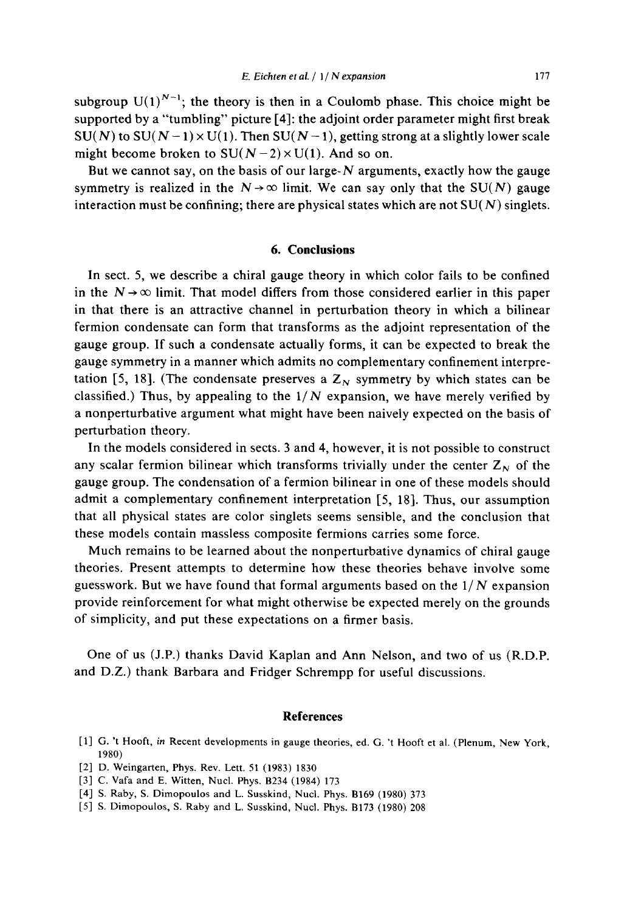subgroup $U(1)^{N-1}$; the theory is then in a Coulomb phase. This choice might be supported by a "tumbling" picture [4]: the adjoint order parameter might first break $SU(N)$ to $SU(N-1) \times U(1)$. Then $SU(N-1)$, getting strong at a slightly lower scale might become broken to $SU(N-2) \times U(1)$. And so on.

But we cannot say, on the basis of our large-$N$ arguments, exactly how the gauge symmetry is realized in the $N \to \infty$ limit. We can say only that the $SU(N)$ gauge interaction must be confining; there are physical states which are not $SU(N)$ singlets.

## 6. Conclusions

In sect. 5, we describe a chiral gauge theory in which color fails to be confined in the $N \to \infty$ limit. That model differs from those considered earlier in this paper in that there is an attractive channel in perturbation theory in which a bilinear fermion condensate can form that transforms as the adjoint representation of the gauge group. If such a condensate actually forms, it can be expected to break the gauge symmetry in a manner which admits no complementary confinement interpretation [5, 18]. (The condensate preserves a $Z_N$ symmetry by which states can be classified.) Thus, by appealing to the $1/N$ expansion, we have merely verified by a nonperturbative argument what might have been naively expected on the basis of perturbation theory.

In the models considered in sects. 3 and 4, however, it is not possible to construct any scalar fermion bilinear which transforms trivially under the center $Z_N$ of the gauge group. The condensation of a fermion bilinear in one of these models should admit a complementary confinement interpretation [5, 18]. Thus, our assumption that all physical states are color singlets seems sensible, and the conclusion that these models contain massless composite fermions carries some force.

Much remains to be learned about the nonperturbative dynamics of chiral gauge theories. Present attempts to determine how these theories behave involve some guesswork. But we have found that formal arguments based on the $1/N$ expansion provide reinforcement for what might otherwise be expected merely on the grounds of simplicity, and put these expectations on a firmer basis.

One of us (J.P.) thanks David Kaplan and Ann Nelson, and two of us (R.D.P. and D.Z.) thank Barbara and Fridger Schrempp for useful discussions.

## References

[1] G. 't Hooft, *in* Recent developments in gauge theories, ed. G. 't Hooft et al. (Plenum, New York, 1980)

[2] D. Weingarten, Phys. Rev. Lett. 51 (1983) 1830

[3] C. Vafa and E. Witten, Nucl. Phys. B234 (1984) 173

[4] S. Raby, S. Dimopoulos and L. Susskind, Nucl. Phys. B169 (1980) 373

[5] S. Dimopoulos, S. Raby and L. Susskind, Nucl. Phys. B173 (1980) 208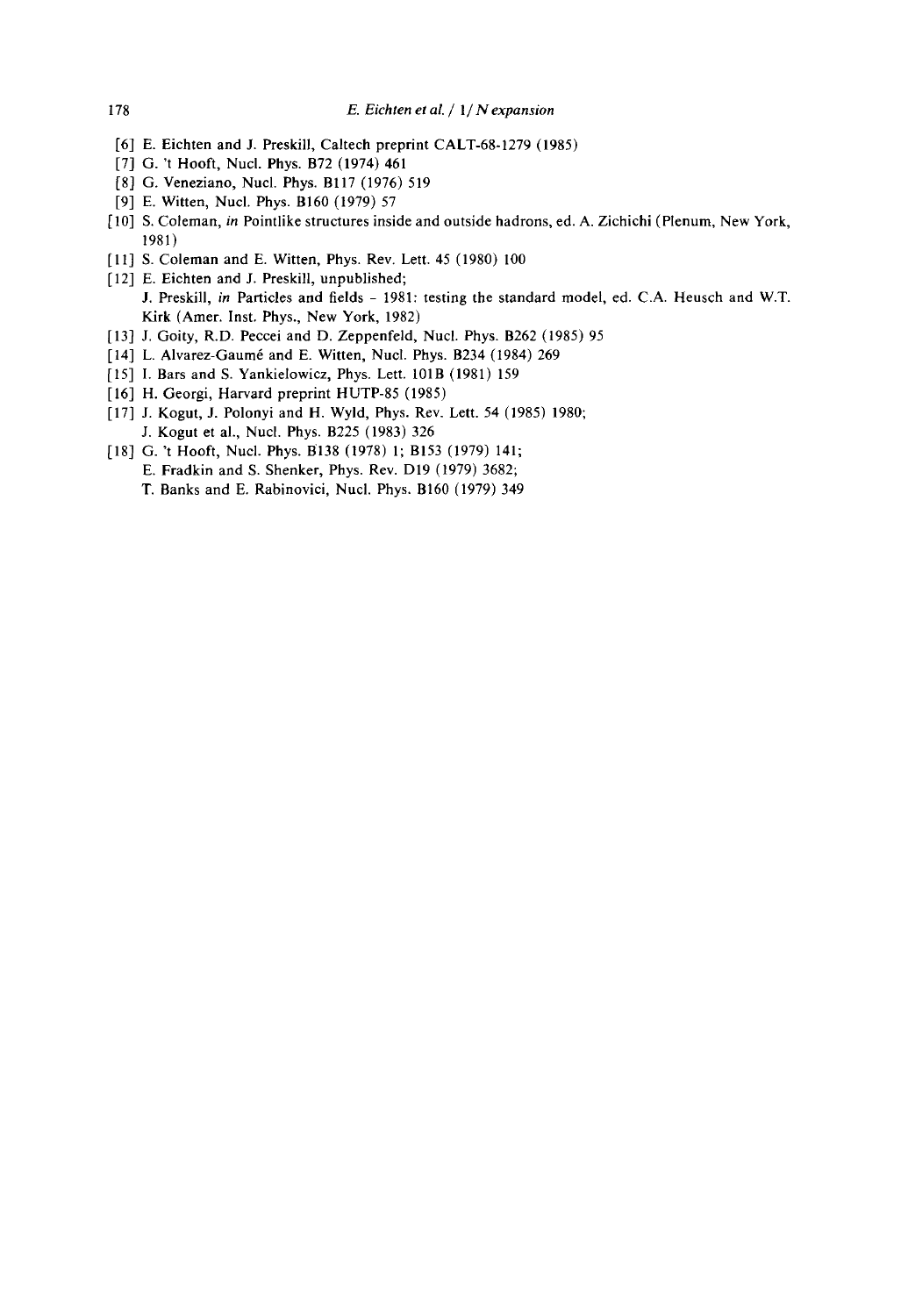[6] E. Eichten and J. Preskill, Caltech preprint CALT-68-1279 (1985)

[7] G. 't Hooft, Nucl. Phys. B72 (1974) 461

[8] G. Veneziano, Nucl. Phys. B117 (1976) 519

[9] E. Witten, Nucl. Phys. B160 (1979) 57

[10] S. Coleman, *in* Pointlike structures inside and outside hadrons, ed. A. Zichichi (Plenum, New York, 1981)

[11] S. Coleman and E. Witten, Phys. Rev. Lett. 45 (1980) 100

[12] E. Eichten and J. Preskill, unpublished;
J. Preskill, *in* Particles and fields - 1981: testing the standard model, ed. C.A. Heusch and W.T. Kirk (Amer. Inst. Phys., New York, 1982)

[13] J. Goity, R.D. Peccei and D. Zeppenfeld, Nucl. Phys. B262 (1985) 95

[14] L. Alvarez-Gaumé and E. Witten, Nucl. Phys. B234 (1984) 269

[15] I. Bars and S. Yankielowicz, Phys. Lett. 101B (1981) 159

[16] H. Georgi, Harvard preprint HUTP-85 (1985)

[17] J. Kogut, J. Polonyi and H. Wyld, Phys. Rev. Lett. 54 (1985) 1980;
J. Kogut et al., Nucl. Phys. B225 (1983) 326

[18] G. 't Hooft, Nucl. Phys. B138 (1978) 1; B153 (1979) 141;
E. Fradkin and S. Shenker, Phys. Rev. D19 (1979) 3682;
T. Banks and E. Rabinovici, Nucl. Phys. B160 (1979) 349